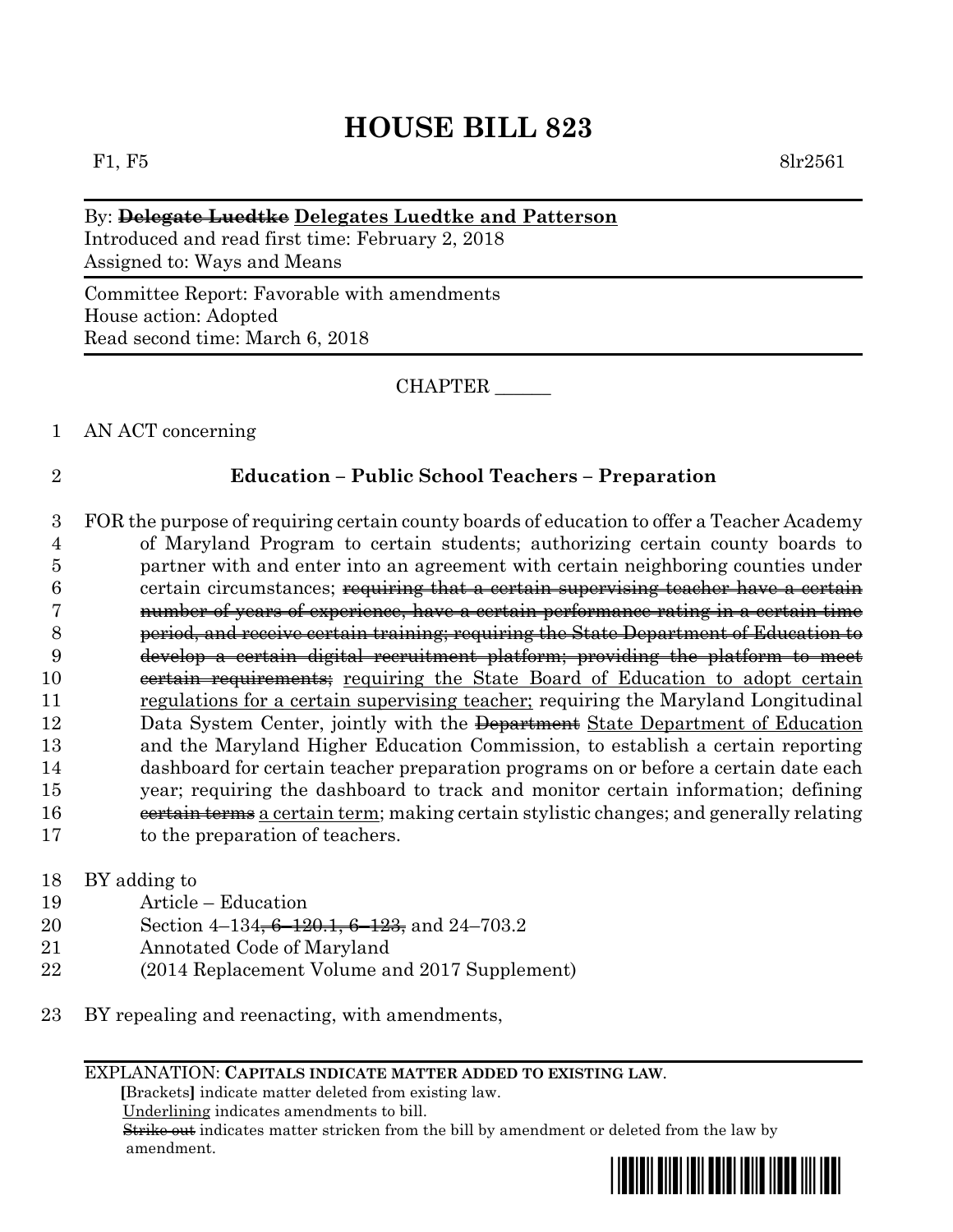# HOUSE BILL 823

F1, F5 8lr2561

By: ~~Delegate Luedtke~~ <u>Delegates Luedtke and Patterson</u>
Introduced and read first time: February 2, 2018
Assigned to: Ways and Means

Committee Report: Favorable with amendments
House action: Adopted
Read second time: March 6, 2018

CHAPTER ______

AN ACT concerning

**Education – Public School Teachers – Preparation**

FOR the purpose of requiring certain county boards of education to offer a Teacher Academy of Maryland Program to certain students; authorizing certain county boards to partner with and enter into an agreement with certain neighboring counties under certain circumstances; ~~requiring that a certain supervising teacher have a certain number of years of experience, have a certain performance rating in a certain time period, and receive certain training; requiring the State Department of Education to develop a certain digital recruitment platform; providing the platform to meet certain requirements;~~ <u>requiring the State Board of Education to adopt certain regulations for a certain supervising teacher;</u> requiring the Maryland Longitudinal Data System Center, jointly with the ~~Department~~ <u>State Department of Education</u> and the Maryland Higher Education Commission, to establish a certain reporting dashboard for certain teacher preparation programs on or before a certain date each year; requiring the dashboard to track and monitor certain information; defining ~~certain terms~~ <u>a certain term</u>; making certain stylistic changes; and generally relating to the preparation of teachers.

BY adding to
Article – Education
Section 4–134~~, 6–120.1, 6–123,~~ and 24–703.2
Annotated Code of Maryland
(2014 Replacement Volume and 2017 Supplement)

BY repealing and reenacting, with amendments,

EXPLANATION: **CAPITALS INDICATE MATTER ADDED TO EXISTING LAW.**
**[**Brackets**]** indicate matter deleted from existing law.
<u>Underlining</u> indicates amendments to bill.
~~Strike out~~ indicates matter stricken from the bill by amendment or deleted from the law by amendment.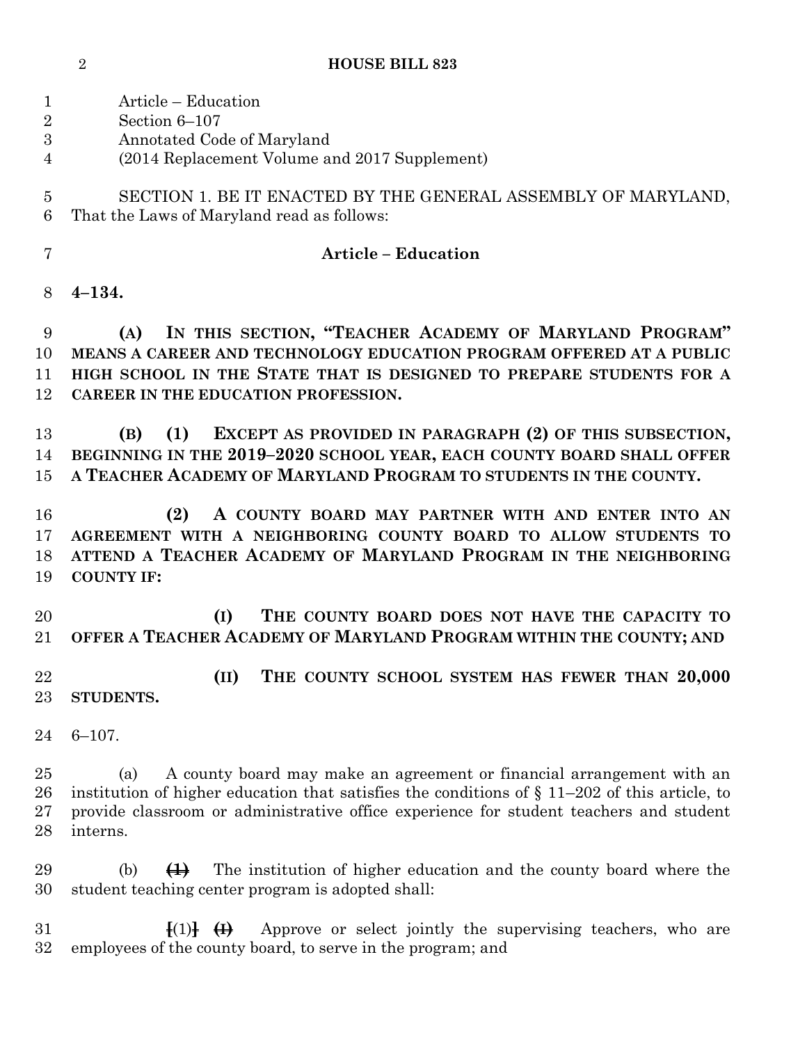Article – Education
Section 6–107
Annotated Code of Maryland
(2014 Replacement Volume and 2017 Supplement)

SECTION 1. BE IT ENACTED BY THE GENERAL ASSEMBLY OF MARYLAND, That the Laws of Maryland read as follows:

**Article – Education**

**4–134.**

**(A) IN THIS SECTION, "TEACHER ACADEMY OF MARYLAND PROGRAM" MEANS A CAREER AND TECHNOLOGY EDUCATION PROGRAM OFFERED AT A PUBLIC HIGH SCHOOL IN THE STATE THAT IS DESIGNED TO PREPARE STUDENTS FOR A CAREER IN THE EDUCATION PROFESSION.**

**(B) (1) EXCEPT AS PROVIDED IN PARAGRAPH (2) OF THIS SUBSECTION, BEGINNING IN THE 2019–2020 SCHOOL YEAR, EACH COUNTY BOARD SHALL OFFER A TEACHER ACADEMY OF MARYLAND PROGRAM TO STUDENTS IN THE COUNTY.**

**(2) A COUNTY BOARD MAY PARTNER WITH AND ENTER INTO AN AGREEMENT WITH A NEIGHBORING COUNTY BOARD TO ALLOW STUDENTS TO ATTEND A TEACHER ACADEMY OF MARYLAND PROGRAM IN THE NEIGHBORING COUNTY IF:**

**(I) THE COUNTY BOARD DOES NOT HAVE THE CAPACITY TO OFFER A TEACHER ACADEMY OF MARYLAND PROGRAM WITHIN THE COUNTY; AND**

**(II) THE COUNTY SCHOOL SYSTEM HAS FEWER THAN 20,000 STUDENTS.**

6–107.

(a) A county board may make an agreement or financial arrangement with an institution of higher education that satisfies the conditions of § 11–202 of this article, to provide classroom or administrative office experience for student teachers and student interns.

(b) ~~(1)~~ The institution of higher education and the county board where the student teaching center program is adopted shall:

[(1)] ~~(I)~~ Approve or select jointly the supervising teachers, who are employees of the county board, to serve in the program; and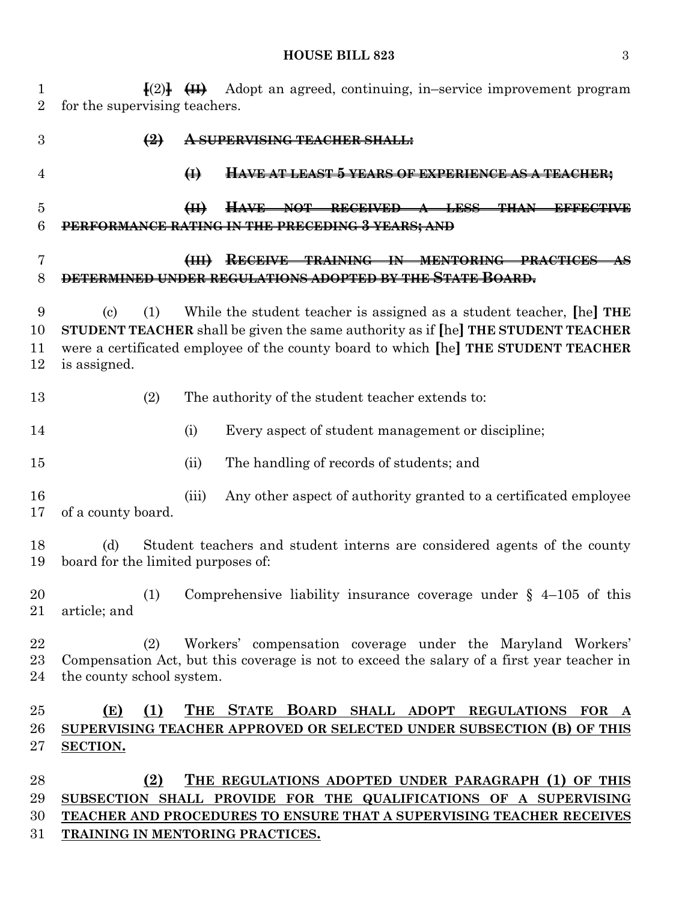[(2)] ~~(II)~~ Adopt an agreed, continuing, in–service improvement program for the supervising teachers.

~~**(2) A SUPERVISING TEACHER SHALL:**~~

~~**(I) HAVE AT LEAST 5 YEARS OF EXPERIENCE AS A TEACHER;**~~

~~**(II) HAVE NOT RECEIVED A LESS THAN EFFECTIVE PERFORMANCE RATING IN THE PRECEDING 3 YEARS; AND**~~

~~**(III) RECEIVE TRAINING IN MENTORING PRACTICES AS DETERMINED UNDER REGULATIONS ADOPTED BY THE STATE BOARD.**~~

(c) (1) While the student teacher is assigned as a student teacher, [he] **THE STUDENT TEACHER** shall be given the same authority as if [he] **THE STUDENT TEACHER** were a certificated employee of the county board to which [he] **THE STUDENT TEACHER** is assigned.

(2) The authority of the student teacher extends to:

(i) Every aspect of student management or discipline;

(ii) The handling of records of students; and

(iii) Any other aspect of authority granted to a certificated employee of a county board.

(d) Student teachers and student interns are considered agents of the county board for the limited purposes of:

(1) Comprehensive liability insurance coverage under § 4–105 of this article; and

(2) Workers' compensation coverage under the Maryland Workers' Compensation Act, but this coverage is not to exceed the salary of a first year teacher in the county school system.

<u>**(E) (1) THE STATE BOARD SHALL ADOPT REGULATIONS FOR A SUPERVISING TEACHER APPROVED OR SELECTED UNDER SUBSECTION (B) OF THIS SECTION.**</u>

<u>**(2) THE REGULATIONS ADOPTED UNDER PARAGRAPH (1) OF THIS SUBSECTION SHALL PROVIDE FOR THE QUALIFICATIONS OF A SUPERVISING TEACHER AND PROCEDURES TO ENSURE THAT A SUPERVISING TEACHER RECEIVES TRAINING IN MENTORING PRACTICES.**</u>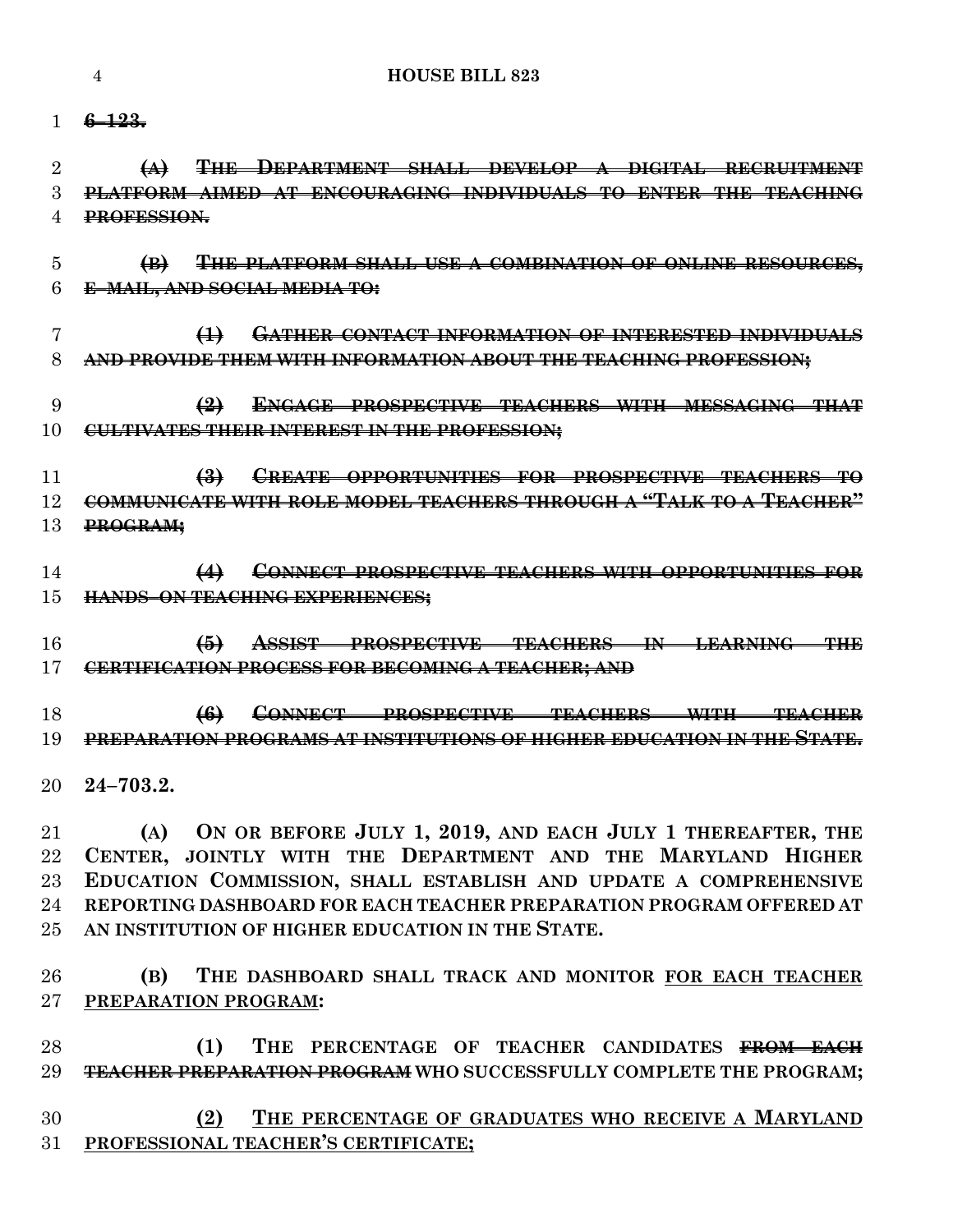~~**6–123.**~~

~~**(A) THE DEPARTMENT SHALL DEVELOP A DIGITAL RECRUITMENT PLATFORM AIMED AT ENCOURAGING INDIVIDUALS TO ENTER THE TEACHING PROFESSION.**~~

~~**(B) THE PLATFORM SHALL USE A COMBINATION OF ONLINE RESOURCES, E–MAIL, AND SOCIAL MEDIA TO:**~~

~~**(1) GATHER CONTACT INFORMATION OF INTERESTED INDIVIDUALS AND PROVIDE THEM WITH INFORMATION ABOUT THE TEACHING PROFESSION;**~~

~~**(2) ENGAGE PROSPECTIVE TEACHERS WITH MESSAGING THAT CULTIVATES THEIR INTEREST IN THE PROFESSION;**~~

~~**(3) CREATE OPPORTUNITIES FOR PROSPECTIVE TEACHERS TO COMMUNICATE WITH ROLE MODEL TEACHERS THROUGH A "TALK TO A TEACHER" PROGRAM;**~~

~~**(4) CONNECT PROSPECTIVE TEACHERS WITH OPPORTUNITIES FOR HANDS–ON TEACHING EXPERIENCES;**~~

~~**(5) ASSIST PROSPECTIVE TEACHERS IN LEARNING THE CERTIFICATION PROCESS FOR BECOMING A TEACHER; AND**~~

~~**(6) CONNECT PROSPECTIVE TEACHERS WITH TEACHER PREPARATION PROGRAMS AT INSTITUTIONS OF HIGHER EDUCATION IN THE STATE.**~~

**24–703.2.**

**(A) ON OR BEFORE JULY 1, 2019, AND EACH JULY 1 THEREAFTER, THE CENTER, JOINTLY WITH THE DEPARTMENT AND THE MARYLAND HIGHER EDUCATION COMMISSION, SHALL ESTABLISH AND UPDATE A COMPREHENSIVE REPORTING DASHBOARD FOR EACH TEACHER PREPARATION PROGRAM OFFERED AT AN INSTITUTION OF HIGHER EDUCATION IN THE STATE.**

**(B) THE DASHBOARD SHALL TRACK AND MONITOR <u>FOR EACH TEACHER PREPARATION PROGRAM</u>:**

**(1) THE PERCENTAGE OF TEACHER CANDIDATES ~~FROM EACH TEACHER PREPARATION PROGRAM~~ WHO SUCCESSFULLY COMPLETE THE PROGRAM;**

**<u>(2) THE PERCENTAGE OF GRADUATES WHO RECEIVE A MARYLAND PROFESSIONAL TEACHER'S CERTIFICATE;</u>**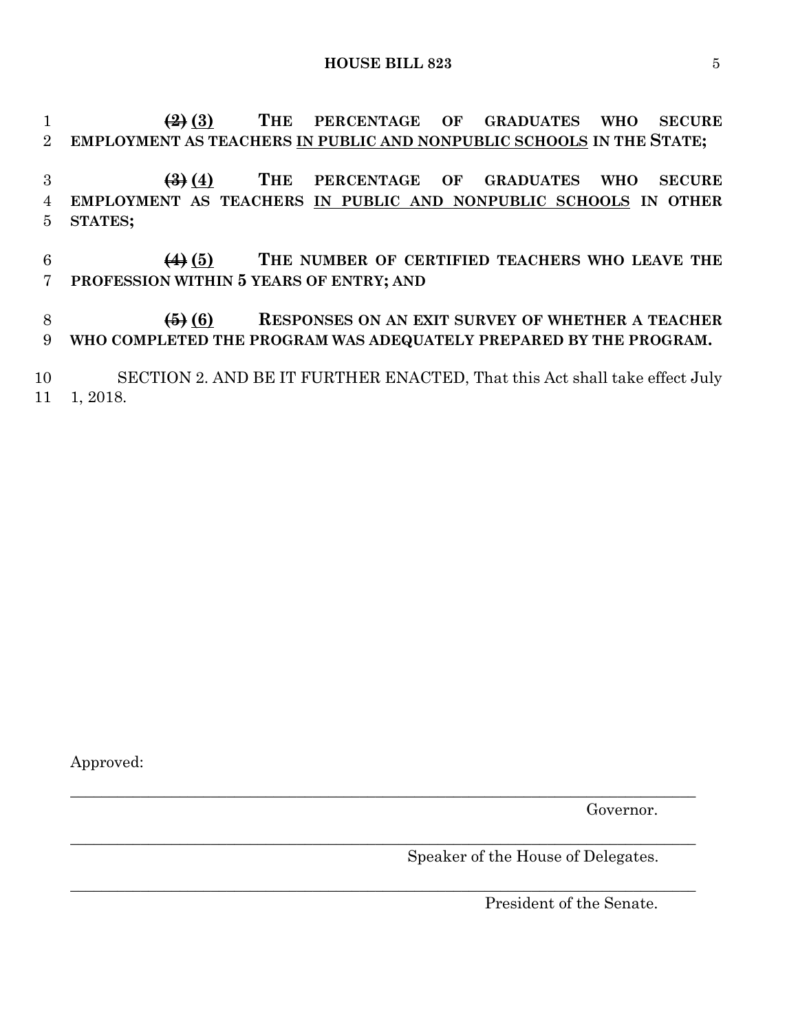~~(2)~~ <u>(3)</u> **THE PERCENTAGE OF GRADUATES WHO SECURE EMPLOYMENT AS TEACHERS <u>IN PUBLIC AND NONPUBLIC SCHOOLS</u> IN THE STATE;**

~~(3)~~ <u>(4)</u> **THE PERCENTAGE OF GRADUATES WHO SECURE EMPLOYMENT AS TEACHERS <u>IN PUBLIC AND NONPUBLIC SCHOOLS</u> IN OTHER STATES;**

~~(4)~~ <u>(5)</u> **THE NUMBER OF CERTIFIED TEACHERS WHO LEAVE THE PROFESSION WITHIN 5 YEARS OF ENTRY; AND**

~~(5)~~ <u>(6)</u> **RESPONSES ON AN EXIT SURVEY OF WHETHER A TEACHER WHO COMPLETED THE PROGRAM WAS ADEQUATELY PREPARED BY THE PROGRAM.**

SECTION 2. AND BE IT FURTHER ENACTED, That this Act shall take effect July 1, 2018.

Approved:

\_\_\_\_\_\_\_\_\_\_\_\_\_\_\_\_\_\_\_\_\_\_\_\_\_\_\_\_\_\_\_\_\_\_\_\_\_\_\_\_\_\_\_\_\_\_\_\_\_\_\_\_\_\_\_\_\_\_\_\_\_\_\_\_\_\_\_\_\_\_\_\_\_\_\_\_\_\_\_\_
Governor.

\_\_\_\_\_\_\_\_\_\_\_\_\_\_\_\_\_\_\_\_\_\_\_\_\_\_\_\_\_\_\_\_\_\_\_\_\_\_\_\_\_\_\_\_\_\_\_\_\_\_\_\_\_\_\_\_\_\_\_\_\_\_\_\_\_\_\_\_\_\_\_\_\_\_\_\_\_\_\_\_
Speaker of the House of Delegates.

\_\_\_\_\_\_\_\_\_\_\_\_\_\_\_\_\_\_\_\_\_\_\_\_\_\_\_\_\_\_\_\_\_\_\_\_\_\_\_\_\_\_\_\_\_\_\_\_\_\_\_\_\_\_\_\_\_\_\_\_\_\_\_\_\_\_\_\_\_\_\_\_\_\_\_\_\_\_\_\_
President of the Senate.